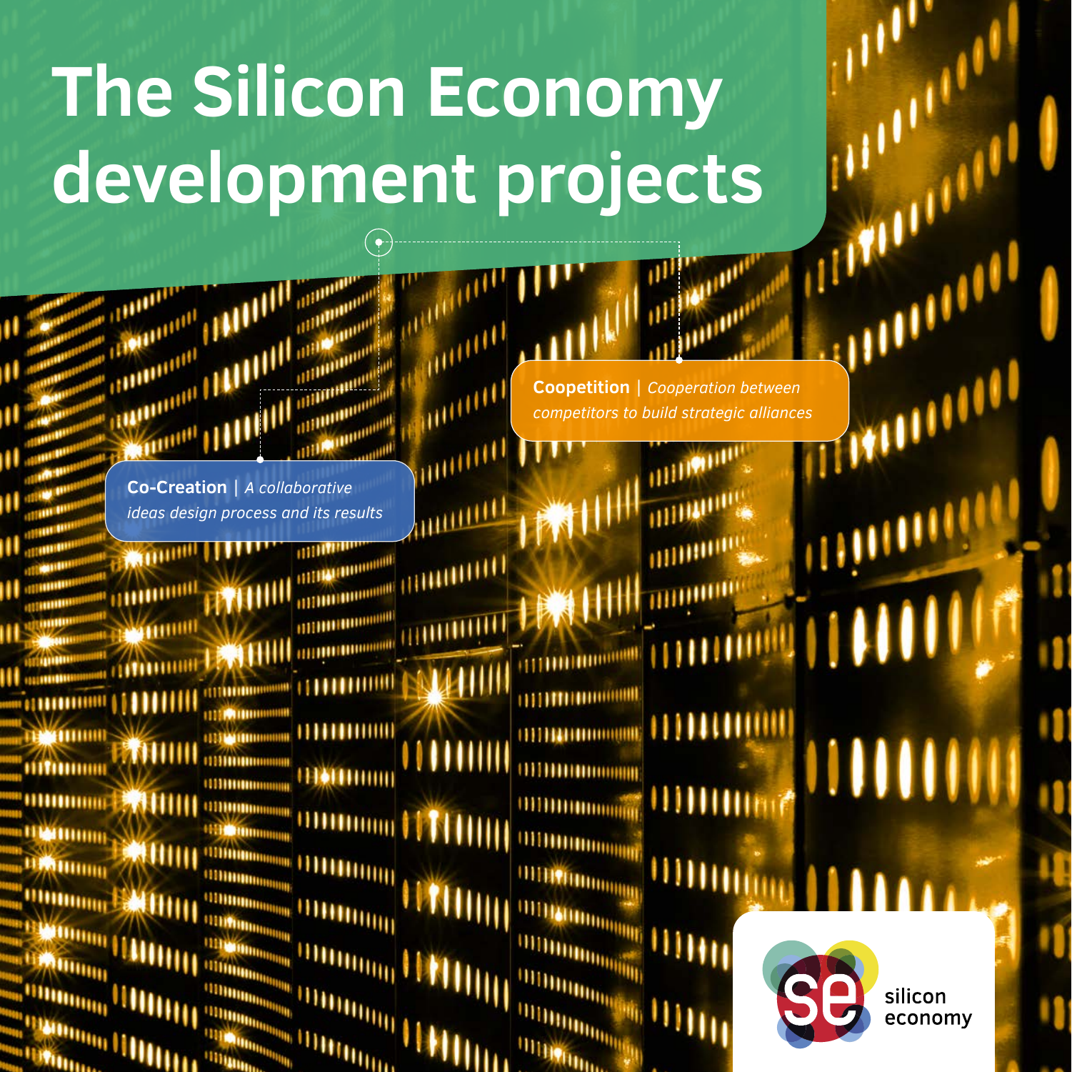# The Silicon Economy development projects

**Co-Creation** | *A collaborative ideas design process and its results*

**Coopetition** | *Cooperation between competitors to build strategic alliances*

silicon economy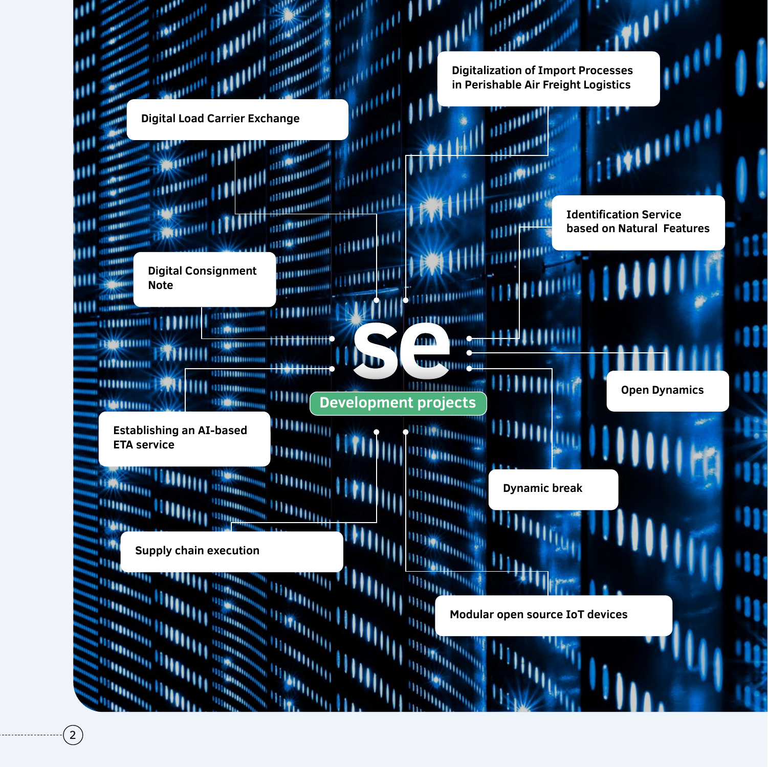# se Development projects

- Digital Load Carrier Exchange
- Digitalization of Import Processes in Perishable Air Freight Logistics
- Identification Service based on Natural Features
- Digital Consignment Note
- Open Dynamics
- Establishing an AI-based ETA service
- Dynamic break
- Supply chain execution
- Modular open source IoT devices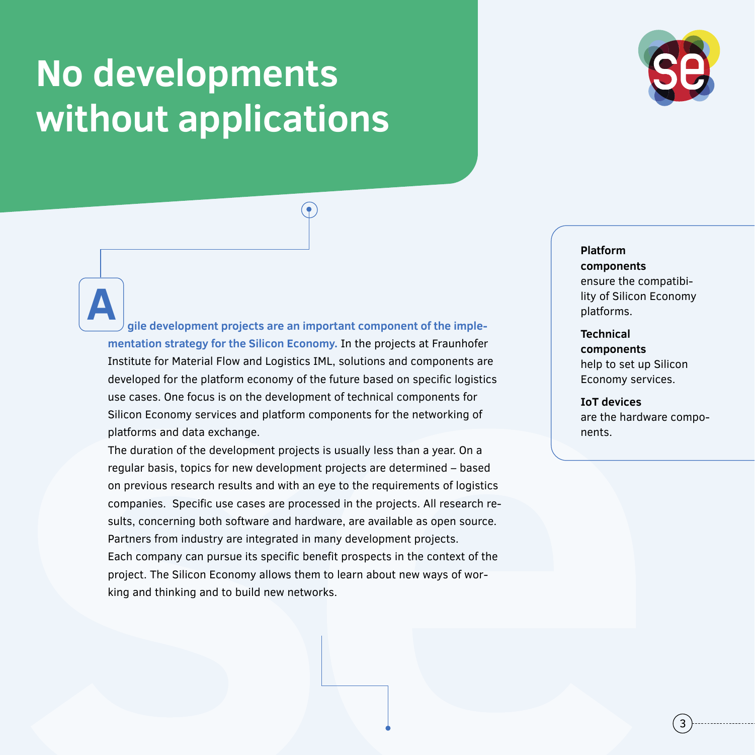# No developments without applications

**Agile development projects are an important component of the implementation strategy for the Silicon Economy.** In the projects at Fraunhofer Institute for Material Flow and Logistics IML, solutions and components are developed for the platform economy of the future based on specific logistics use cases. One focus is on the development of technical components for Silicon Economy services and platform components for the networking of platforms and data exchange.

The duration of the development projects is usually less than a year. On a regular basis, topics for new development projects are determined – based on previous research results and with an eye to the requirements of logistics companies. Specific use cases are processed in the projects. All research results, concerning both software and hardware, are available as open source. Partners from industry are integrated in many development projects. Each company can pursue its specific benefit prospects in the context of the project. The Silicon Economy allows them to learn about new ways of working and thinking and to build new networks.

**Platform components**
ensure the compatibility of Silicon Economy platforms.

**Technical components**
help to set up Silicon Economy services.

**IoT devices**
are the hardware components.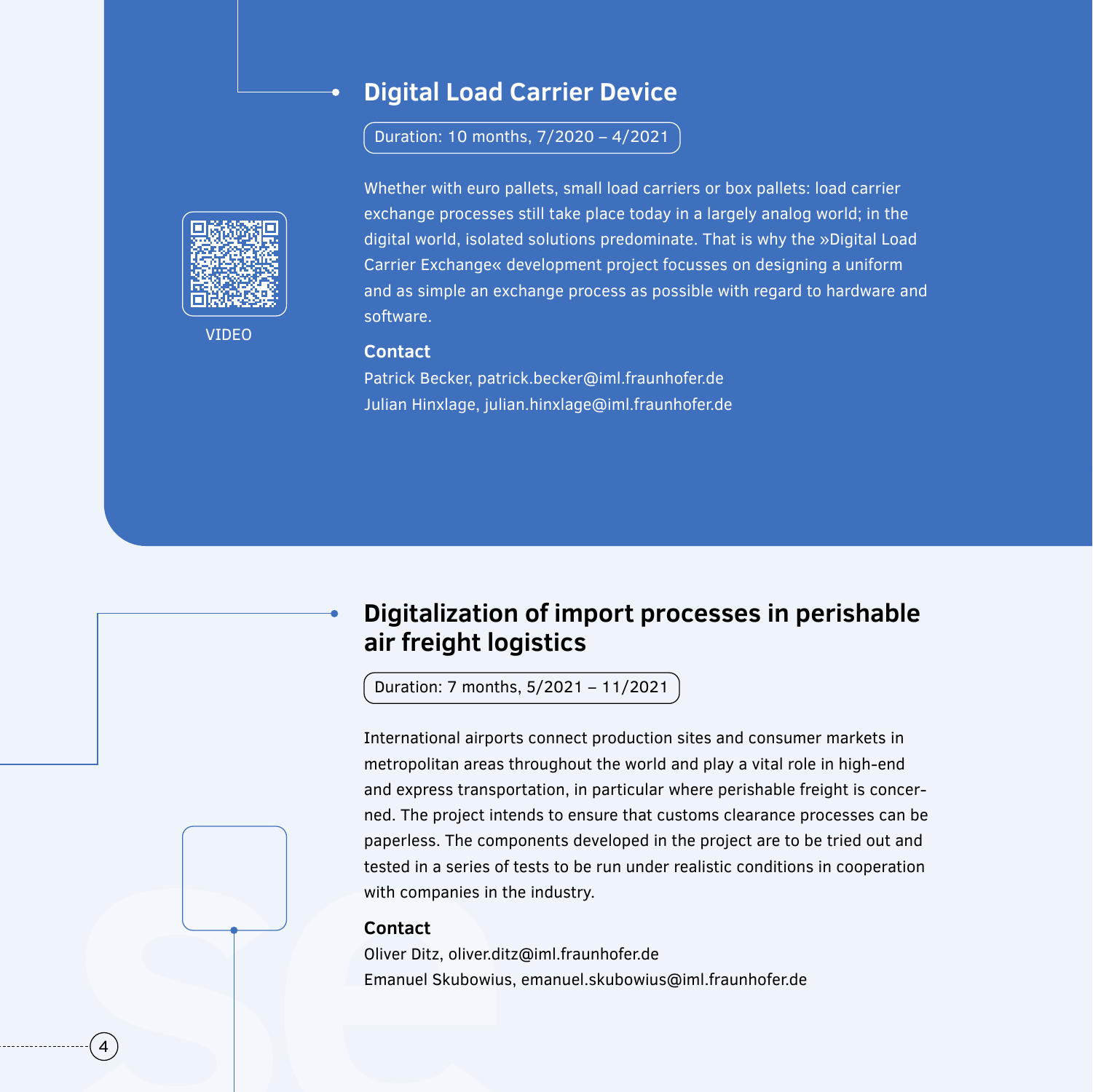## Digital Load Carrier Device

Duration: 10 months, 7/2020 – 4/2021

Whether with euro pallets, small load carriers or box pallets: load carrier exchange processes still take place today in a largely analog world; in the digital world, isolated solutions predominate. That is why the »Digital Load Carrier Exchange« development project focusses on designing a uniform and as simple an exchange process as possible with regard to hardware and software.

VIDEO

**Contact**

Patrick Becker, patrick.becker@iml.fraunhofer.de
Julian Hinxlage, julian.hinxlage@iml.fraunhofer.de

## Digitalization of import processes in perishable air freight logistics

Duration: 7 months, 5/2021 – 11/2021

International airports connect production sites and consumer markets in metropolitan areas throughout the world and play a vital role in high-end and express transportation, in particular where perishable freight is concerned. The project intends to ensure that customs clearance processes can be paperless. The components developed in the project are to be tried out and tested in a series of tests to be run under realistic conditions in cooperation with companies in the industry.

**Contact**

Oliver Ditz, oliver.ditz@iml.fraunhofer.de
Emanuel Skubowius, emanuel.skubowius@iml.fraunhofer.de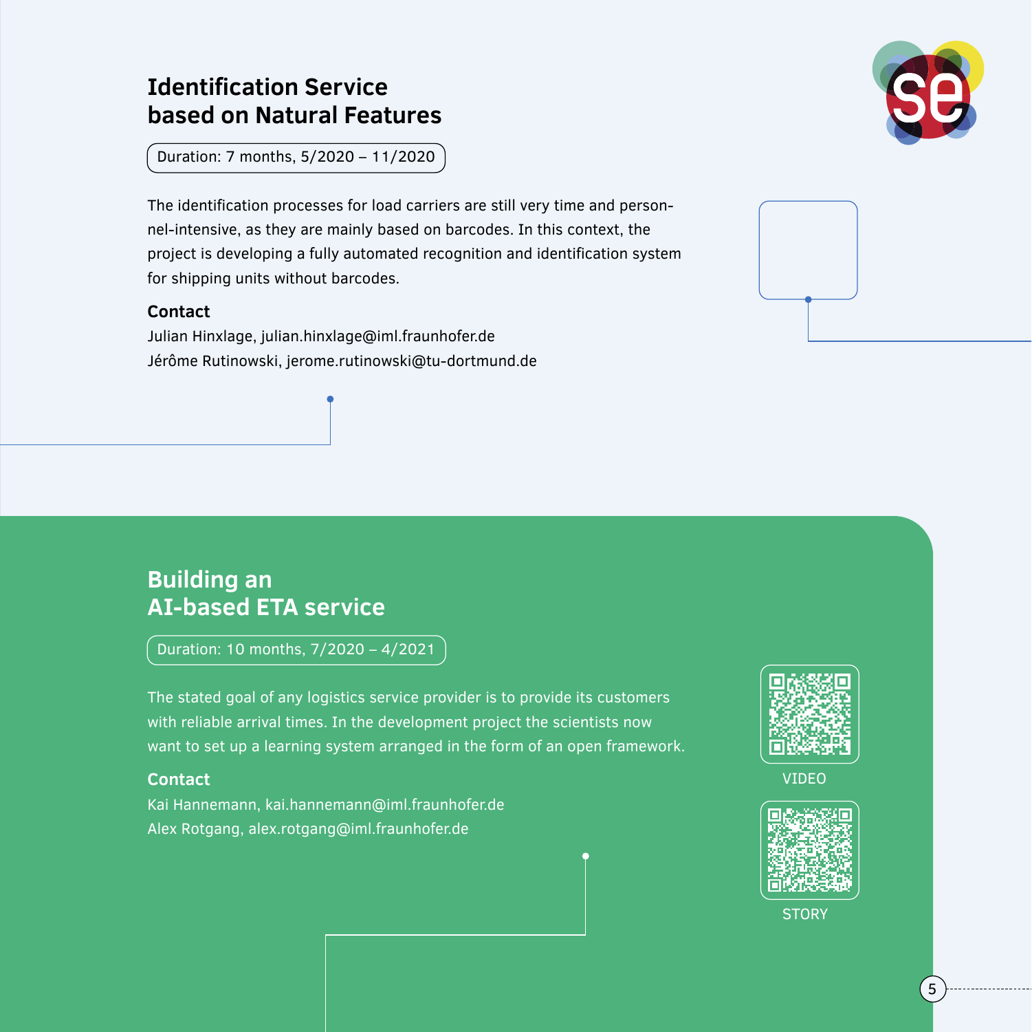## Identification Service based on Natural Features

Duration: 7 months, 5/2020 – 11/2020

The identification processes for load carriers are still very time and personnel-intensive, as they are mainly based on barcodes. In this context, the project is developing a fully automated recognition and identification system for shipping units without barcodes.

### Contact

Julian Hinxlage, julian.hinxlage@iml.fraunhofer.de
Jérôme Rutinowski, jerome.rutinowski@tu-dortmund.de

## Building an AI-based ETA service

Duration: 10 months, 7/2020 – 4/2021

The stated goal of any logistics service provider is to provide its customers with reliable arrival times. In the development project the scientists now want to set up a learning system arranged in the form of an open framework.

### Contact

Kai Hannemann, kai.hannemann@iml.fraunhofer.de
Alex Rotgang, alex.rotgang@iml.fraunhofer.de

VIDEO

STORY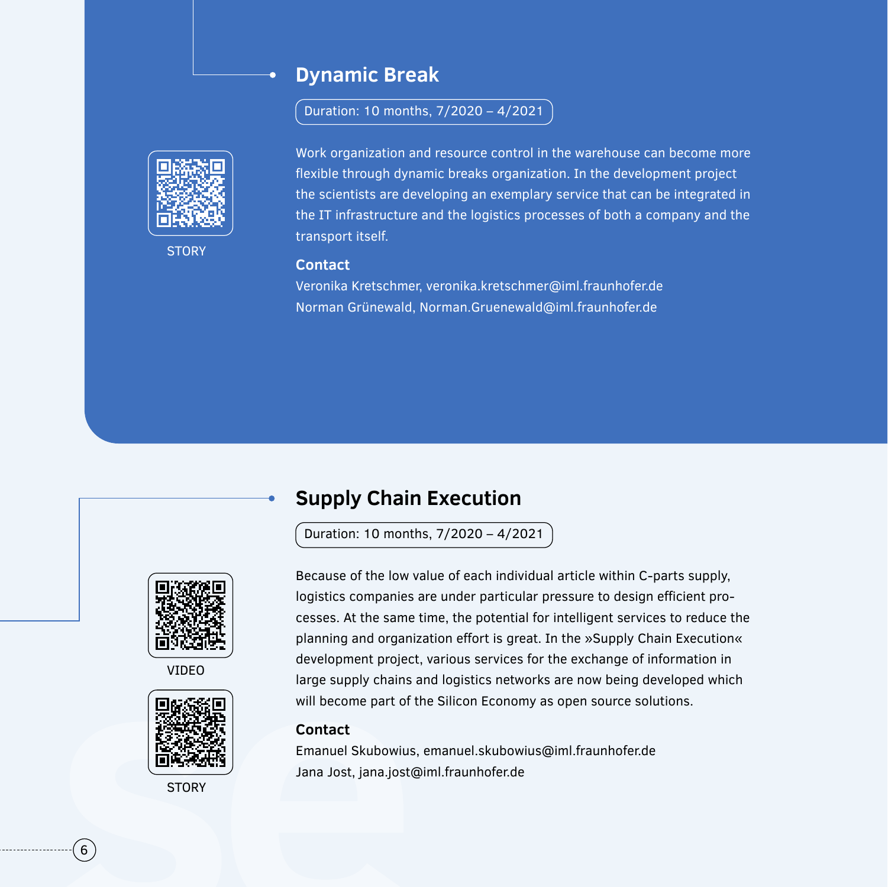## Dynamic Break

Duration: 10 months, 7/2020 – 4/2021

STORY

Work organization and resource control in the warehouse can become more flexible through dynamic breaks organization. In the development project the scientists are developing an exemplary service that can be integrated in the IT infrastructure and the logistics processes of both a company and the transport itself.

**Contact**

Veronika Kretschmer, veronika.kretschmer@iml.fraunhofer.de
Norman Grünewald, Norman.Gruenewald@iml.fraunhofer.de

## Supply Chain Execution

Duration: 10 months, 7/2020 – 4/2021

VIDEO

STORY

Because of the low value of each individual article within C-parts supply, logistics companies are under particular pressure to design efficient processes. At the same time, the potential for intelligent services to reduce the planning and organization effort is great. In the »Supply Chain Execution« development project, various services for the exchange of information in large supply chains and logistics networks are now being developed which will become part of the Silicon Economy as open source solutions.

**Contact**

Emanuel Skubowius, emanuel.skubowius@iml.fraunhofer.de
Jana Jost, jana.jost@iml.fraunhofer.de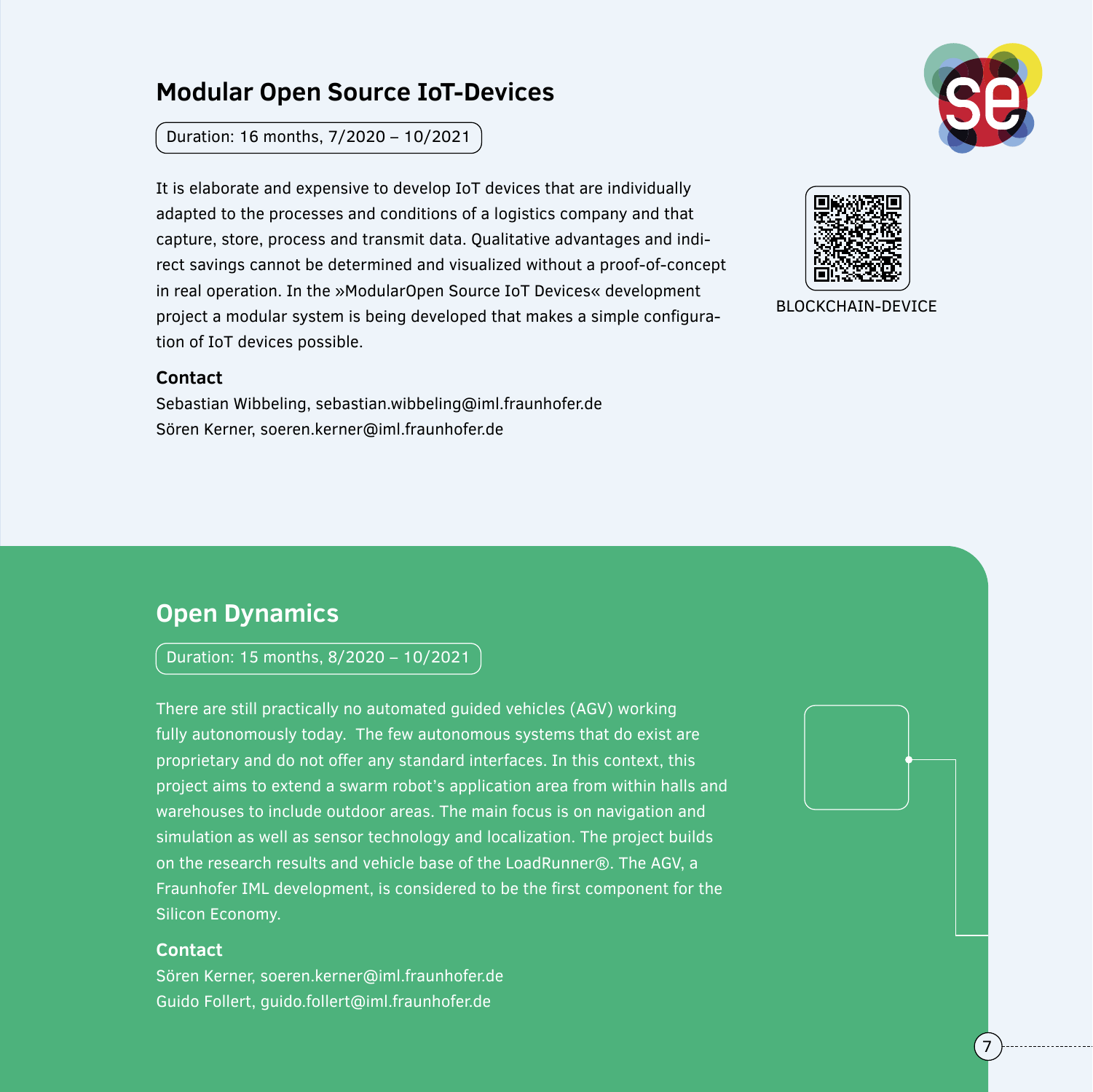## Modular Open Source IoT-Devices

Duration: 16 months, 7/2020 – 10/2021

It is elaborate and expensive to develop IoT devices that are individually adapted to the processes and conditions of a logistics company and that capture, store, process and transmit data. Qualitative advantages and indirect savings cannot be determined and visualized without a proof-of-concept in real operation. In the »ModularOpen Source IoT Devices« development project a modular system is being developed that makes a simple configuration of IoT devices possible.

BLOCKCHAIN-DEVICE

**Contact**

Sebastian Wibbeling, sebastian.wibbeling@iml.fraunhofer.de
Sören Kerner, soeren.kerner@iml.fraunhofer.de

## Open Dynamics

Duration: 15 months, 8/2020 – 10/2021

There are still practically no automated guided vehicles (AGV) working fully autonomously today. The few autonomous systems that do exist are proprietary and do not offer any standard interfaces. In this context, this project aims to extend a swarm robot's application area from within halls and warehouses to include outdoor areas. The main focus is on navigation and simulation as well as sensor technology and localization. The project builds on the research results and vehicle base of the LoadRunner®. The AGV, a Fraunhofer IML development, is considered to be the first component for the Silicon Economy.

**Contact**

Sören Kerner, soeren.kerner@iml.fraunhofer.de
Guido Follert, guido.follert@iml.fraunhofer.de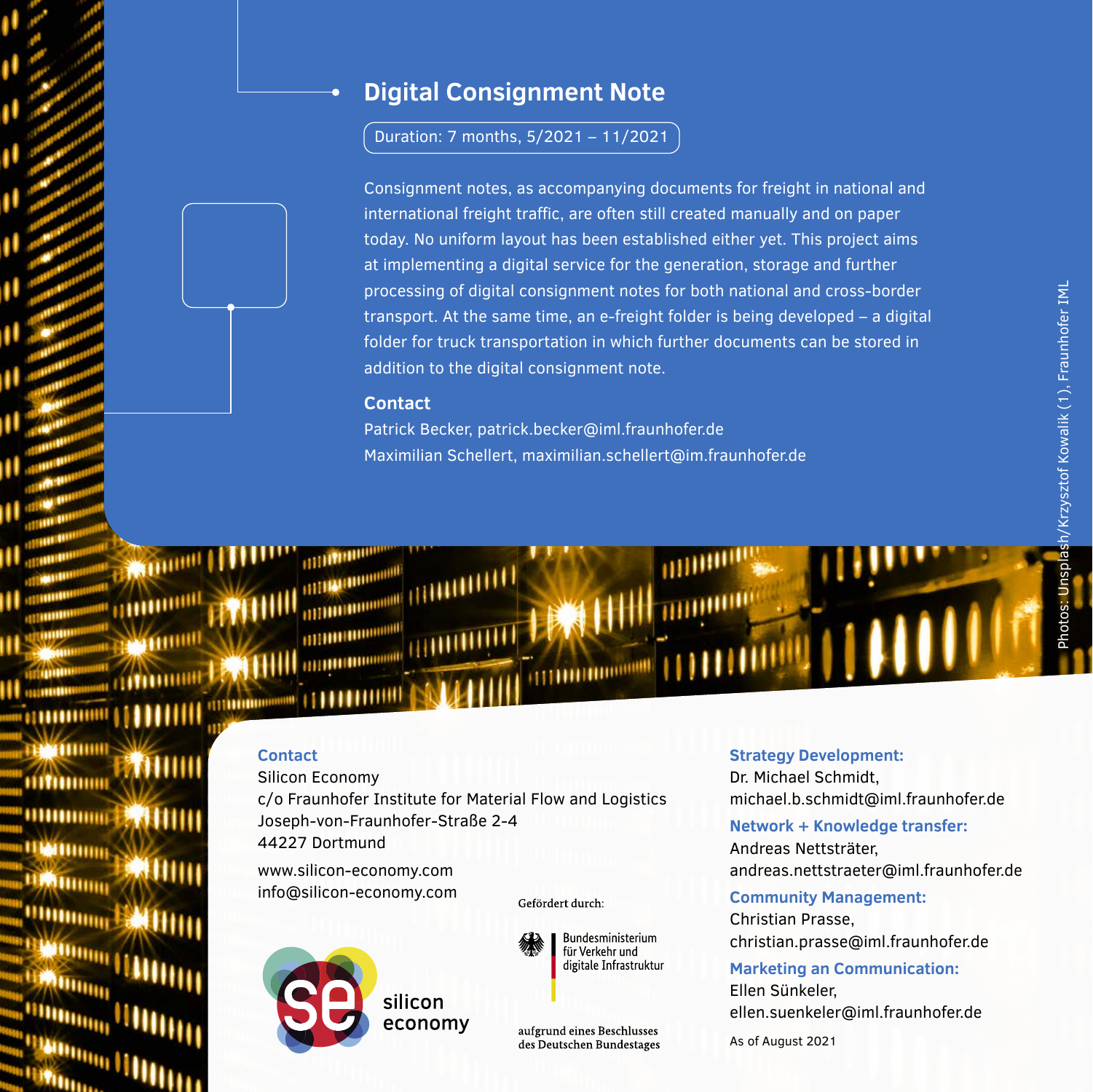## Digital Consignment Note

Duration: 7 months, 5/2021 – 11/2021

Consignment notes, as accompanying documents for freight in national and international freight traffic, are often still created manually and on paper today. No uniform layout has been established either yet. This project aims at implementing a digital service for the generation, storage and further processing of digital consignment notes for both national and cross-border transport. At the same time, an e-freight folder is being developed – a digital folder for truck transportation in which further documents can be stored in addition to the digital consignment note.

**Contact**

Patrick Becker, patrick.becker@iml.fraunhofer.de
Maximilian Schellert, maximilian.schellert@im.fraunhofer.de

Photos: Unsplash/Krzysztof Kowalik (1), Fraunhofer IML

**Contact**

Silicon Economy
c/o Fraunhofer Institute for Material Flow and Logistics
Joseph-von-Fraunhofer-Straße 2-4
44227 Dortmund

www.silicon-economy.com
info@silicon-economy.com

silicon economy

Gefördert durch:

Bundesministerium für Verkehr und digitale Infrastruktur

aufgrund eines Beschlusses des Deutschen Bundestages

**Strategy Development:**
Dr. Michael Schmidt,
michael.b.schmidt@iml.fraunhofer.de

**Network + Knowledge transfer:**
Andreas Nettsträter,
andreas.nettstraeter@iml.fraunhofer.de

**Community Management:**
Christian Prasse,
christian.prasse@iml.fraunhofer.de

**Marketing an Communication:**
Ellen Sünkeler,
ellen.suenkeler@iml.fraunhofer.de

As of August 2021